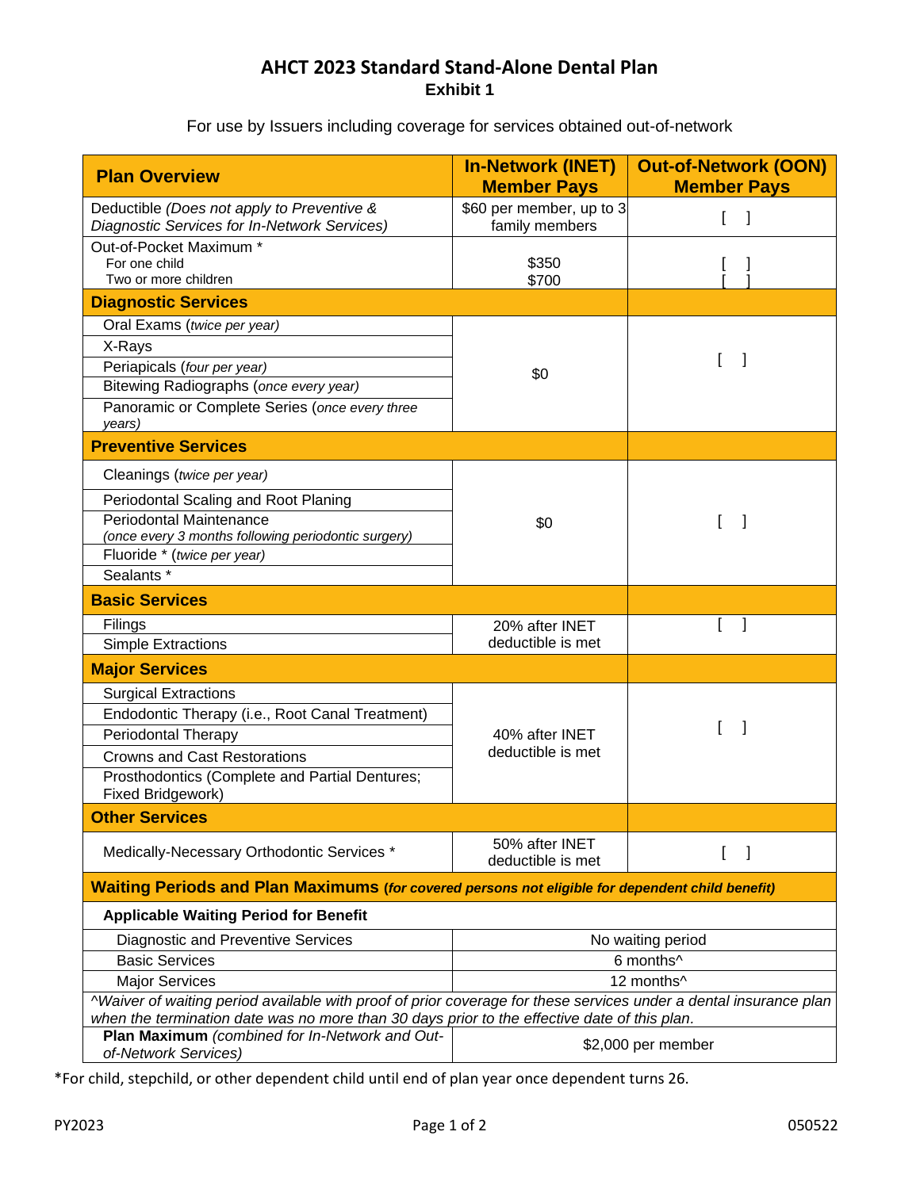# AHCT 2023 Standard Stand-Alone Dental Plan

## Exhibit 1

For use by Issuers including coverage for services obtained out-of-network

| Plan Overview | In-Network (INET) Member Pays | Out-of-Network (OON) Member Pays |
|---|---|---|
| Deductible *(Does not apply to Preventive & Diagnostic Services for In-Network Services)* | $60 per member, up to 3 family members | [ ] |
| Out-of-Pocket Maximum * | | |
| For one child | $350 | [ ] |
| Two or more children | $700 | [ ] |
| **Diagnostic Services** | | |
| Oral Exams (*twice per year*) | $0 | [ ] |
| X-Rays | $0 | [ ] |
| Periapicals (*four per year*) | $0 | [ ] |
| Bitewing Radiographs (*once every year*) | $0 | [ ] |
| Panoramic or Complete Series (*once every three years*) | $0 | [ ] |
| **Preventive Services** | | |
| Cleanings (*twice per year*) | $0 | [ ] |
| Periodontal Scaling and Root Planing | $0 | [ ] |
| Periodontal Maintenance *(once every 3 months following periodontic surgery)* | $0 | [ ] |
| Fluoride * (*twice per year*) | $0 | [ ] |
| Sealants * | $0 | [ ] |
| **Basic Services** | | |
| Filings | 20% after INET deductible is met | [ ] |
| Simple Extractions | 20% after INET deductible is met | [ ] |
| **Major Services** | | |
| Surgical Extractions | 40% after INET deductible is met | [ ] |
| Endodontic Therapy (i.e., Root Canal Treatment) | 40% after INET deductible is met | [ ] |
| Periodontal Therapy | 40% after INET deductible is met | [ ] |
| Crowns and Cast Restorations | 40% after INET deductible is met | [ ] |
| Prosthodontics (Complete and Partial Dentures; Fixed Bridgework) | 40% after INET deductible is met | [ ] |
| **Other Services** | | |
| Medically-Necessary Orthodontic Services * | 50% after INET deductible is met | [ ] |

| **Waiting Periods and Plan Maximums** ***(for covered persons not eligible for dependent child benefit)*** | |
|---|---|
| **Applicable Waiting Period for Benefit** | |
| Diagnostic and Preventive Services | No waiting period |
| Basic Services | 6 months^ |
| Major Services | 12 months^ |
| *^Waiver of waiting period available with proof of prior coverage for these services under a dental insurance plan when the termination date was no more than 30 days prior to the effective date of this plan.* | |
| **Plan Maximum** *(combined for In-Network and Out-of-Network Services)* | $2,000 per member |

*For child, stepchild, or other dependent child until end of plan year once dependent turns 26.

PY2023 050522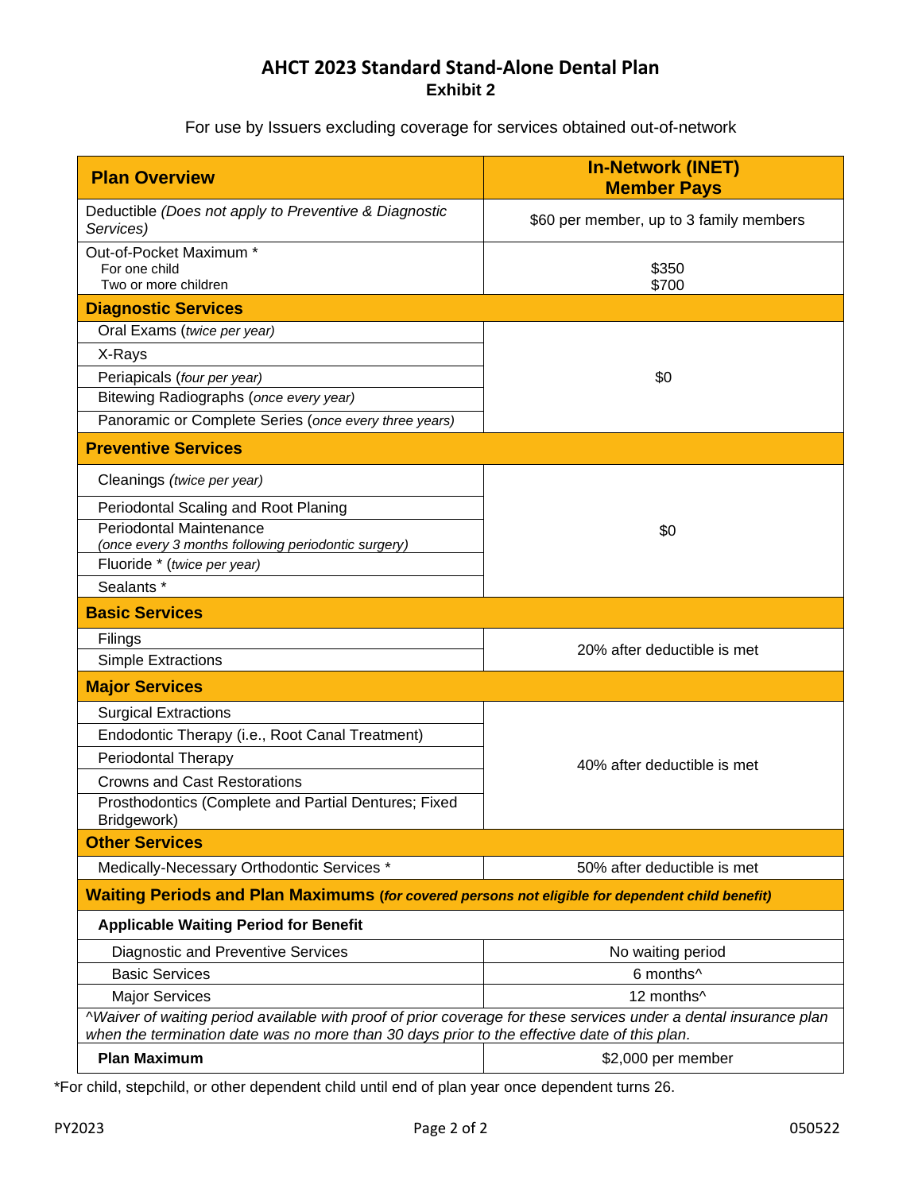# AHCT 2023 Standard Stand-Alone Dental Plan

**Exhibit 2**

For use by Issuers excluding coverage for services obtained out-of-network

| **Plan Overview** | **In-Network (INET) Member Pays** |
|---|---|
| Deductible *(Does not apply to Preventive & Diagnostic Services)* | $60 per member, up to 3 family members |
| Out-of-Pocket Maximum * | |
| For one child | $350 |
| Two or more children | $700 |
| **Diagnostic Services** | |
| Oral Exams *(twice per year)* | $0 |
| X-Rays | $0 |
| Periapicals *(four per year)* | $0 |
| Bitewing Radiographs *(once every year)* | $0 |
| Panoramic or Complete Series *(once every three years)* | $0 |
| **Preventive Services** | |
| Cleanings *(twice per year)* | $0 |
| Periodontal Scaling and Root Planing | $0 |
| Periodontal Maintenance *(once every 3 months following periodontic surgery)* | $0 |
| Fluoride * *(twice per year)* | $0 |
| Sealants * | $0 |
| **Basic Services** | |
| Filings | 20% after deductible is met |
| Simple Extractions | 20% after deductible is met |
| **Major Services** | |
| Surgical Extractions | 40% after deductible is met |
| Endodontic Therapy (i.e., Root Canal Treatment) | 40% after deductible is met |
| Periodontal Therapy | 40% after deductible is met |
| Crowns and Cast Restorations | 40% after deductible is met |
| Prosthodontics (Complete and Partial Dentures; Fixed Bridgework) | 40% after deductible is met |
| **Other Services** | |
| Medically-Necessary Orthodontic Services * | 50% after deductible is met |
| **Waiting Periods and Plan Maximums** ***(for covered persons not eligible for dependent child benefit)*** | |
| **Applicable Waiting Period for Benefit** | |
| Diagnostic and Preventive Services | No waiting period |
| Basic Services | 6 months^ |
| Major Services | 12 months^ |
| *^Waiver of waiting period available with proof of prior coverage for these services under a dental insurance plan when the termination date was no more than 30 days prior to the effective date of this plan.* | |
| **Plan Maximum** | $2,000 per member |

*For child, stepchild, or other dependent child until end of plan year once dependent turns 26.

PY2023 050522